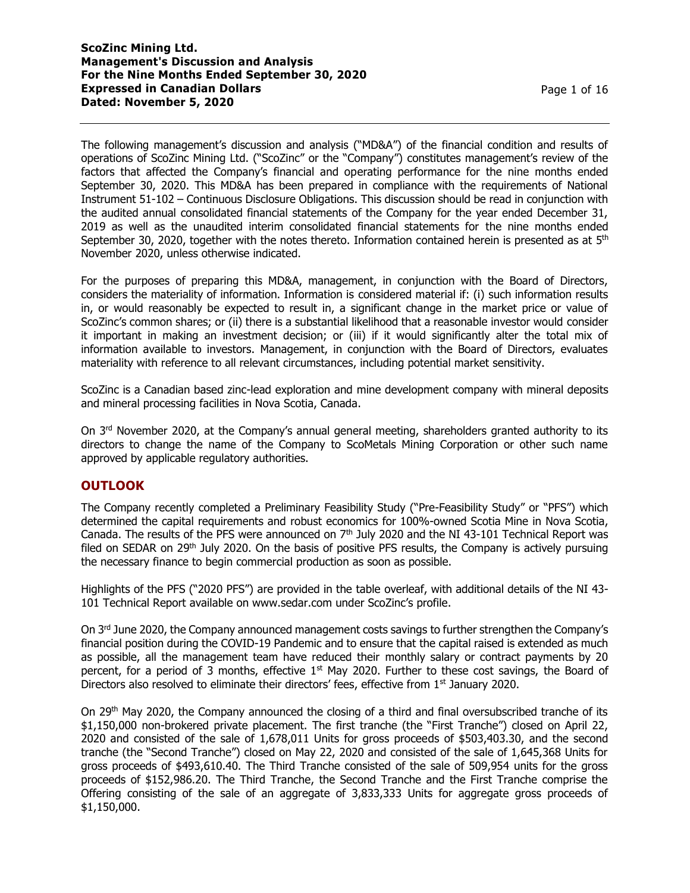The following management's discussion and analysis ("MD&A") of the financial condition and results of operations of ScoZinc Mining Ltd. ("ScoZinc" or the "Company") constitutes management's review of the factors that affected the Company's financial and operating performance for the nine months ended September 30, 2020. This MD&A has been prepared in compliance with the requirements of National Instrument 51-102 – Continuous Disclosure Obligations. This discussion should be read in conjunction with the audited annual consolidated financial statements of the Company for the year ended December 31, 2019 as well as the unaudited interim consolidated financial statements for the nine months ended September 30, 2020, together with the notes thereto. Information contained herein is presented as at 5th November 2020, unless otherwise indicated.

For the purposes of preparing this MD&A, management, in conjunction with the Board of Directors, considers the materiality of information. Information is considered material if: (i) such information results in, or would reasonably be expected to result in, a significant change in the market price or value of ScoZinc's common shares; or (ii) there is a substantial likelihood that a reasonable investor would consider it important in making an investment decision; or (iii) if it would significantly alter the total mix of information available to investors. Management, in conjunction with the Board of Directors, evaluates materiality with reference to all relevant circumstances, including potential market sensitivity.

ScoZinc is a Canadian based zinc-lead exploration and mine development company with mineral deposits and mineral processing facilities in Nova Scotia, Canada.

On 3rd November 2020, at the Company's annual general meeting, shareholders granted authority to its directors to change the name of the Company to ScoMetals Mining Corporation or other such name approved by applicable regulatory authorities.

## OUTLOOK

The Company recently completed a Preliminary Feasibility Study ("Pre-Feasibility Study" or "PFS") which determined the capital requirements and robust economics for 100%-owned Scotia Mine in Nova Scotia, Canada. The results of the PFS were announced on 7th July 2020 and the NI 43-101 Technical Report was filed on SEDAR on 29th July 2020. On the basis of positive PFS results, the Company is actively pursuing the necessary finance to begin commercial production as soon as possible.

Highlights of the PFS ("2020 PFS") are provided in the table overleaf, with additional details of the NI 43-101 Technical Report available on www.sedar.com under ScoZinc's profile.

On 3rd June 2020, the Company announced management costs savings to further strengthen the Company's financial position during the COVID-19 Pandemic and to ensure that the capital raised is extended as much as possible, all the management team have reduced their monthly salary or contract payments by 20 percent, for a period of 3 months, effective 1st May 2020. Further to these cost savings, the Board of Directors also resolved to eliminate their directors' fees, effective from 1st January 2020.

On 29th May 2020, the Company announced the closing of a third and final oversubscribed tranche of its $1,150,000 non-brokered private placement. The first tranche (the "First Tranche") closed on April 22, 2020 and consisted of the sale of 1,678,011 Units for gross proceeds of $503,403.30, and the second tranche (the "Second Tranche") closed on May 22, 2020 and consisted of the sale of 1,645,368 Units for gross proceeds of $493,610.40. The Third Tranche consisted of the sale of 509,954 units for the gross proceeds of $152,986.20. The Third Tranche, the Second Tranche and the First Tranche comprise the Offering consisting of the sale of an aggregate of 3,833,333 Units for aggregate gross proceeds of $1,150,000.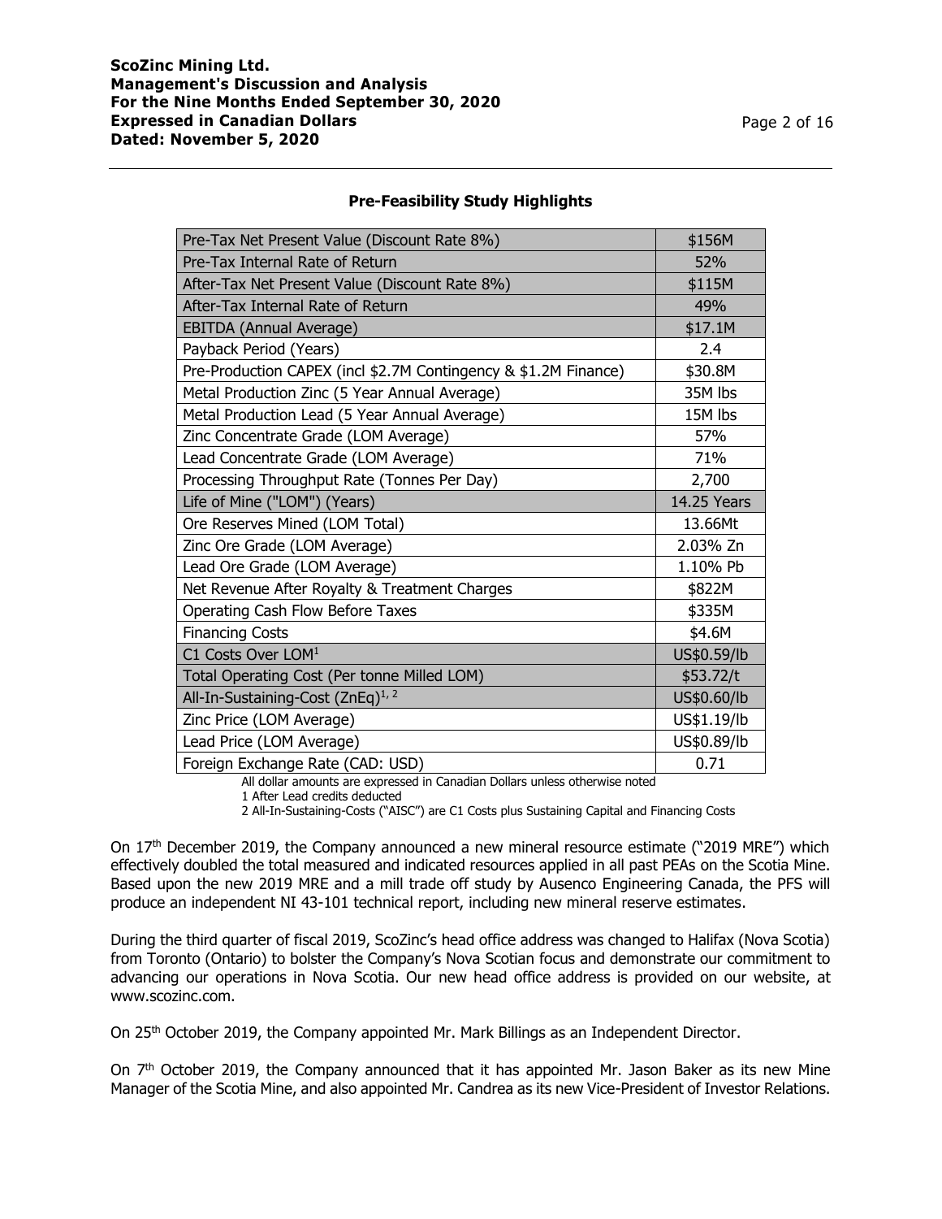### Pre-Feasibility Study Highlights

| | |
|---|---|
| Pre-Tax Net Present Value (Discount Rate 8%) | \$156M |
| Pre-Tax Internal Rate of Return | 52% |
| After-Tax Net Present Value (Discount Rate 8%) | \$115M |
| After-Tax Internal Rate of Return | 49% |
| EBITDA (Annual Average) | \$17.1M |
| Payback Period (Years) | 2.4 |
| Pre-Production CAPEX (incl \$2.7M Contingency & \$1.2M Finance) | \$30.8M |
| Metal Production Zinc (5 Year Annual Average) | 35M lbs |
| Metal Production Lead (5 Year Annual Average) | 15M lbs |
| Zinc Concentrate Grade (LOM Average) | 57% |
| Lead Concentrate Grade (LOM Average) | 71% |
| Processing Throughput Rate (Tonnes Per Day) | 2,700 |
| Life of Mine ("LOM") (Years) | 14.25 Years |
| Ore Reserves Mined (LOM Total) | 13.66Mt |
| Zinc Ore Grade (LOM Average) | 2.03% Zn |
| Lead Ore Grade (LOM Average) | 1.10% Pb |
| Net Revenue After Royalty & Treatment Charges | \$822M |
| Operating Cash Flow Before Taxes | \$335M |
| Financing Costs | \$4.6M |
| C1 Costs Over LOM[1] | US\$0.59/lb |
| Total Operating Cost (Per tonne Milled LOM) | \$53.72/t |
| All-In-Sustaining-Cost (ZnEq)[1, 2] | US\$0.60/lb |
| Zinc Price (LOM Average) | US\$1.19/lb |
| Lead Price (LOM Average) | US\$0.89/lb |
| Foreign Exchange Rate (CAD: USD) | 0.71 |

All dollar amounts are expressed in Canadian Dollars unless otherwise noted

1 After Lead credits deducted

2 All-In-Sustaining-Costs ("AISC") are C1 Costs plus Sustaining Capital and Financing Costs

On 17th December 2019, the Company announced a new mineral resource estimate ("2019 MRE") which effectively doubled the total measured and indicated resources applied in all past PEAs on the Scotia Mine. Based upon the new 2019 MRE and a mill trade off study by Ausenco Engineering Canada, the PFS will produce an independent NI 43-101 technical report, including new mineral reserve estimates.

During the third quarter of fiscal 2019, ScoZinc's head office address was changed to Halifax (Nova Scotia) from Toronto (Ontario) to bolster the Company's Nova Scotian focus and demonstrate our commitment to advancing our operations in Nova Scotia. Our new head office address is provided on our website, at www.scozinc.com.

On 25th October 2019, the Company appointed Mr. Mark Billings as an Independent Director.

On 7th October 2019, the Company announced that it has appointed Mr. Jason Baker as its new Mine Manager of the Scotia Mine, and also appointed Mr. Candrea as its new Vice-President of Investor Relations.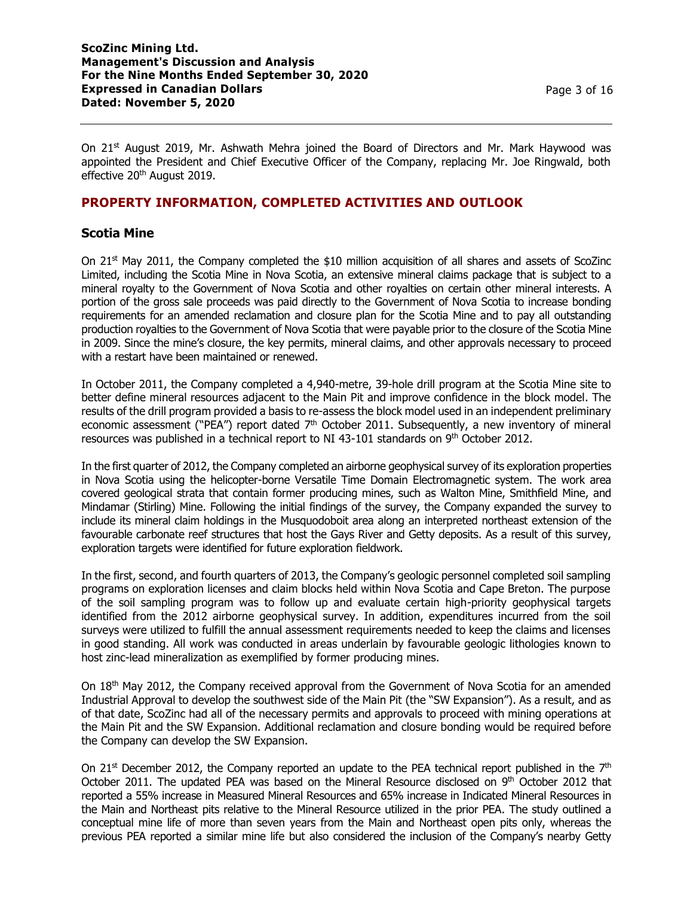On 21st August 2019, Mr. Ashwath Mehra joined the Board of Directors and Mr. Mark Haywood was appointed the President and Chief Executive Officer of the Company, replacing Mr. Joe Ringwald, both effective 20th August 2019.

## PROPERTY INFORMATION, COMPLETED ACTIVITIES AND OUTLOOK

### Scotia Mine

On 21st May 2011, the Company completed the $10 million acquisition of all shares and assets of ScoZinc Limited, including the Scotia Mine in Nova Scotia, an extensive mineral claims package that is subject to a mineral royalty to the Government of Nova Scotia and other royalties on certain other mineral interests. A portion of the gross sale proceeds was paid directly to the Government of Nova Scotia to increase bonding requirements for an amended reclamation and closure plan for the Scotia Mine and to pay all outstanding production royalties to the Government of Nova Scotia that were payable prior to the closure of the Scotia Mine in 2009. Since the mine's closure, the key permits, mineral claims, and other approvals necessary to proceed with a restart have been maintained or renewed.

In October 2011, the Company completed a 4,940-metre, 39-hole drill program at the Scotia Mine site to better define mineral resources adjacent to the Main Pit and improve confidence in the block model. The results of the drill program provided a basis to re-assess the block model used in an independent preliminary economic assessment ("PEA") report dated 7th October 2011. Subsequently, a new inventory of mineral resources was published in a technical report to NI 43-101 standards on 9th October 2012.

In the first quarter of 2012, the Company completed an airborne geophysical survey of its exploration properties in Nova Scotia using the helicopter-borne Versatile Time Domain Electromagnetic system. The work area covered geological strata that contain former producing mines, such as Walton Mine, Smithfield Mine, and Mindamar (Stirling) Mine. Following the initial findings of the survey, the Company expanded the survey to include its mineral claim holdings in the Musquodoboit area along an interpreted northeast extension of the favourable carbonate reef structures that host the Gays River and Getty deposits. As a result of this survey, exploration targets were identified for future exploration fieldwork.

In the first, second, and fourth quarters of 2013, the Company's geologic personnel completed soil sampling programs on exploration licenses and claim blocks held within Nova Scotia and Cape Breton. The purpose of the soil sampling program was to follow up and evaluate certain high-priority geophysical targets identified from the 2012 airborne geophysical survey. In addition, expenditures incurred from the soil surveys were utilized to fulfill the annual assessment requirements needed to keep the claims and licenses in good standing. All work was conducted in areas underlain by favourable geologic lithologies known to host zinc-lead mineralization as exemplified by former producing mines.

On 18th May 2012, the Company received approval from the Government of Nova Scotia for an amended Industrial Approval to develop the southwest side of the Main Pit (the "SW Expansion"). As a result, and as of that date, ScoZinc had all of the necessary permits and approvals to proceed with mining operations at the Main Pit and the SW Expansion. Additional reclamation and closure bonding would be required before the Company can develop the SW Expansion.

On 21st December 2012, the Company reported an update to the PEA technical report published in the 7th October 2011. The updated PEA was based on the Mineral Resource disclosed on 9th October 2012 that reported a 55% increase in Measured Mineral Resources and 65% increase in Indicated Mineral Resources in the Main and Northeast pits relative to the Mineral Resource utilized in the prior PEA. The study outlined a conceptual mine life of more than seven years from the Main and Northeast open pits only, whereas the previous PEA reported a similar mine life but also considered the inclusion of the Company's nearby Getty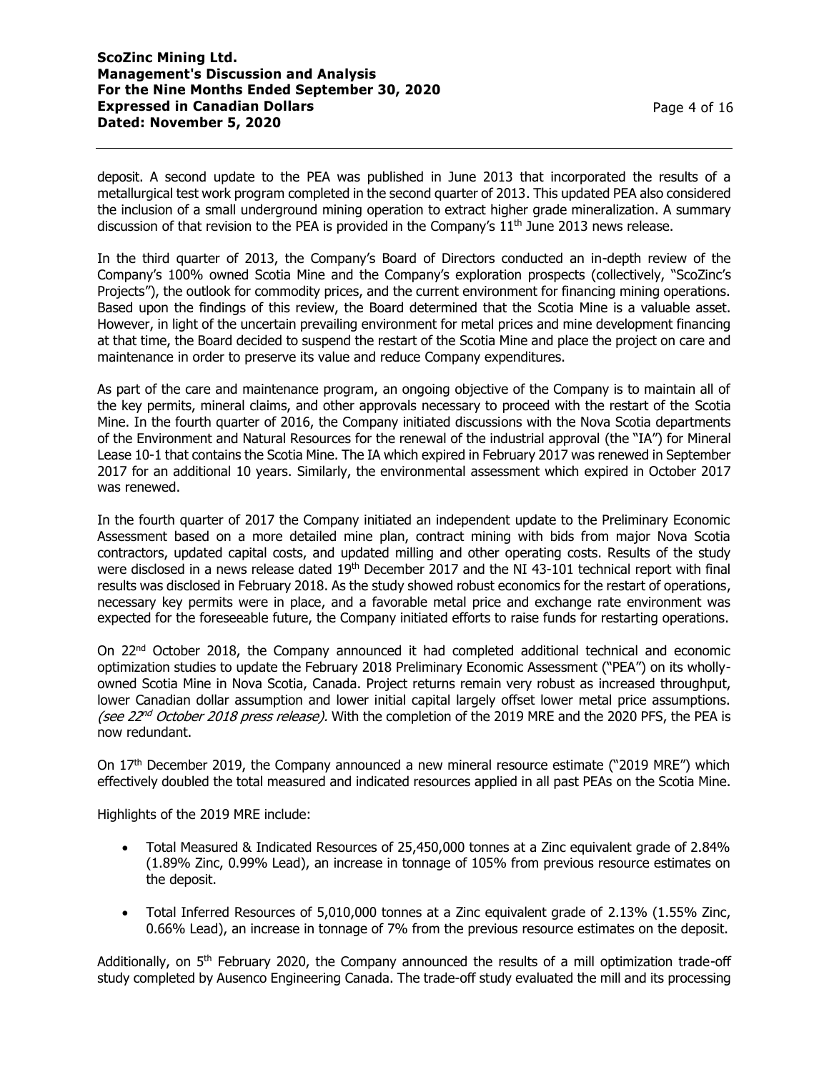deposit. A second update to the PEA was published in June 2013 that incorporated the results of a metallurgical test work program completed in the second quarter of 2013. This updated PEA also considered the inclusion of a small underground mining operation to extract higher grade mineralization. A summary discussion of that revision to the PEA is provided in the Company's 11th June 2013 news release.

In the third quarter of 2013, the Company's Board of Directors conducted an in-depth review of the Company's 100% owned Scotia Mine and the Company's exploration prospects (collectively, "ScoZinc's Projects"), the outlook for commodity prices, and the current environment for financing mining operations. Based upon the findings of this review, the Board determined that the Scotia Mine is a valuable asset. However, in light of the uncertain prevailing environment for metal prices and mine development financing at that time, the Board decided to suspend the restart of the Scotia Mine and place the project on care and maintenance in order to preserve its value and reduce Company expenditures.

As part of the care and maintenance program, an ongoing objective of the Company is to maintain all of the key permits, mineral claims, and other approvals necessary to proceed with the restart of the Scotia Mine. In the fourth quarter of 2016, the Company initiated discussions with the Nova Scotia departments of the Environment and Natural Resources for the renewal of the industrial approval (the "IA") for Mineral Lease 10-1 that contains the Scotia Mine. The IA which expired in February 2017 was renewed in September 2017 for an additional 10 years. Similarly, the environmental assessment which expired in October 2017 was renewed.

In the fourth quarter of 2017 the Company initiated an independent update to the Preliminary Economic Assessment based on a more detailed mine plan, contract mining with bids from major Nova Scotia contractors, updated capital costs, and updated milling and other operating costs. Results of the study were disclosed in a news release dated 19th December 2017 and the NI 43-101 technical report with final results was disclosed in February 2018. As the study showed robust economics for the restart of operations, necessary key permits were in place, and a favorable metal price and exchange rate environment was expected for the foreseeable future, the Company initiated efforts to raise funds for restarting operations.

On 22nd October 2018, the Company announced it had completed additional technical and economic optimization studies to update the February 2018 Preliminary Economic Assessment ("PEA") on its wholly-owned Scotia Mine in Nova Scotia, Canada. Project returns remain very robust as increased throughput, lower Canadian dollar assumption and lower initial capital largely offset lower metal price assumptions. *(see 22nd October 2018 press release).* With the completion of the 2019 MRE and the 2020 PFS, the PEA is now redundant.

On 17th December 2019, the Company announced a new mineral resource estimate ("2019 MRE") which effectively doubled the total measured and indicated resources applied in all past PEAs on the Scotia Mine.

Highlights of the 2019 MRE include:

- Total Measured & Indicated Resources of 25,450,000 tonnes at a Zinc equivalent grade of 2.84% (1.89% Zinc, 0.99% Lead), an increase in tonnage of 105% from previous resource estimates on the deposit.
- Total Inferred Resources of 5,010,000 tonnes at a Zinc equivalent grade of 2.13% (1.55% Zinc, 0.66% Lead), an increase in tonnage of 7% from the previous resource estimates on the deposit.

Additionally, on 5th February 2020, the Company announced the results of a mill optimization trade-off study completed by Ausenco Engineering Canada. The trade-off study evaluated the mill and its processing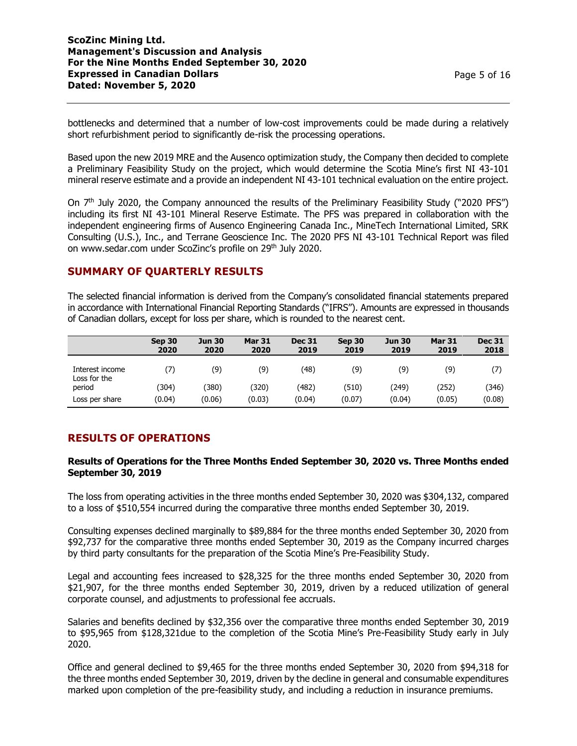bottlenecks and determined that a number of low-cost improvements could be made during a relatively short refurbishment period to significantly de-risk the processing operations.

Based upon the new 2019 MRE and the Ausenco optimization study, the Company then decided to complete a Preliminary Feasibility Study on the project, which would determine the Scotia Mine's first NI 43-101 mineral reserve estimate and a provide an independent NI 43-101 technical evaluation on the entire project.

On 7th July 2020, the Company announced the results of the Preliminary Feasibility Study ("2020 PFS") including its first NI 43-101 Mineral Reserve Estimate. The PFS was prepared in collaboration with the independent engineering firms of Ausenco Engineering Canada Inc., MineTech International Limited, SRK Consulting (U.S.), Inc., and Terrane Geoscience Inc. The 2020 PFS NI 43-101 Technical Report was filed on www.sedar.com under ScoZinc's profile on 29th July 2020.

## SUMMARY OF QUARTERLY RESULTS

The selected financial information is derived from the Company's consolidated financial statements prepared in accordance with International Financial Reporting Standards ("IFRS"). Amounts are expressed in thousands of Canadian dollars, except for loss per share, which is rounded to the nearest cent.

| | Sep 30 2020 | Jun 30 2020 | Mar 31 2020 | Dec 31 2019 | Sep 30 2019 | Jun 30 2019 | Mar 31 2019 | Dec 31 2018 |
|---|---|---|---|---|---|---|---|---|
| Interest income | (7) | (9) | (9) | (48) | (9) | (9) | (9) | (7) |
| Loss for the period | (304) | (380) | (320) | (482) | (510) | (249) | (252) | (346) |
| Loss per share | (0.04) | (0.06) | (0.03) | (0.04) | (0.07) | (0.04) | (0.05) | (0.08) |

## RESULTS OF OPERATIONS

### Results of Operations for the Three Months Ended September 30, 2020 vs. Three Months ended September 30, 2019

The loss from operating activities in the three months ended September 30, 2020 was $304,132, compared to a loss of $510,554 incurred during the comparative three months ended September 30, 2019.

Consulting expenses declined marginally to $89,884 for the three months ended September 30, 2020 from $92,737 for the comparative three months ended September 30, 2019 as the Company incurred charges by third party consultants for the preparation of the Scotia Mine's Pre-Feasibility Study.

Legal and accounting fees increased to $28,325 for the three months ended September 30, 2020 from $21,907, for the three months ended September 30, 2019, driven by a reduced utilization of general corporate counsel, and adjustments to professional fee accruals.

Salaries and benefits declined by $32,356 over the comparative three months ended September 30, 2019 to $95,965 from $128,321due to the completion of the Scotia Mine's Pre-Feasibility Study early in July 2020.

Office and general declined to $9,465 for the three months ended September 30, 2020 from $94,318 for the three months ended September 30, 2019, driven by the decline in general and consumable expenditures marked upon completion of the pre-feasibility study, and including a reduction in insurance premiums.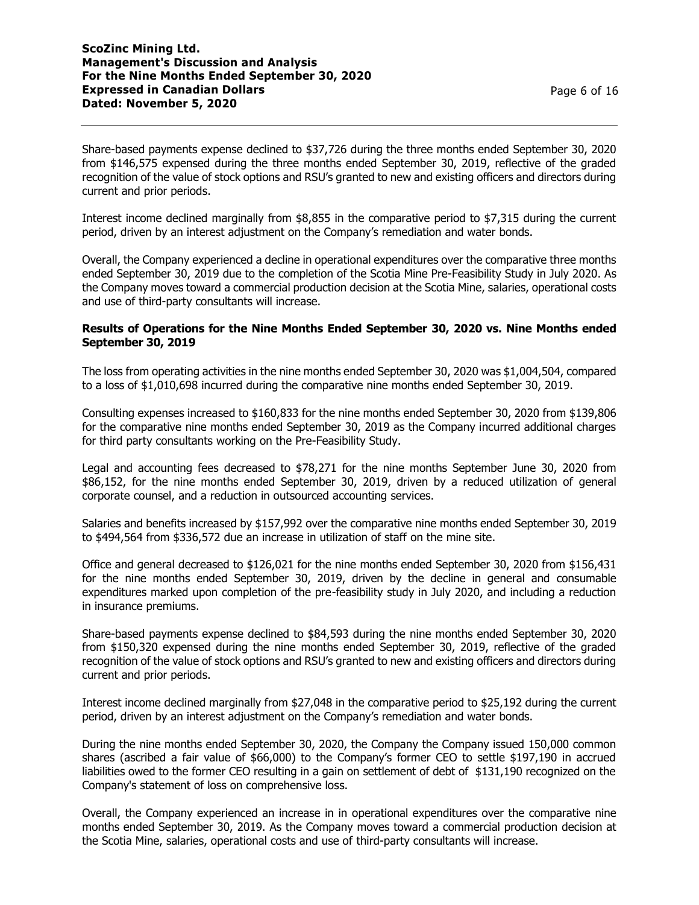Share-based payments expense declined to $37,726 during the three months ended September 30, 2020 from $146,575 expensed during the three months ended September 30, 2019, reflective of the graded recognition of the value of stock options and RSU's granted to new and existing officers and directors during current and prior periods.

Interest income declined marginally from $8,855 in the comparative period to $7,315 during the current period, driven by an interest adjustment on the Company's remediation and water bonds.

Overall, the Company experienced a decline in operational expenditures over the comparative three months ended September 30, 2019 due to the completion of the Scotia Mine Pre-Feasibility Study in July 2020. As the Company moves toward a commercial production decision at the Scotia Mine, salaries, operational costs and use of third-party consultants will increase.

**Results of Operations for the Nine Months Ended September 30, 2020 vs. Nine Months ended September 30, 2019**

The loss from operating activities in the nine months ended September 30, 2020 was $1,004,504, compared to a loss of $1,010,698 incurred during the comparative nine months ended September 30, 2019.

Consulting expenses increased to $160,833 for the nine months ended September 30, 2020 from $139,806 for the comparative nine months ended September 30, 2019 as the Company incurred additional charges for third party consultants working on the Pre-Feasibility Study.

Legal and accounting fees decreased to $78,271 for the nine months September June 30, 2020 from $86,152, for the nine months ended September 30, 2019, driven by a reduced utilization of general corporate counsel, and a reduction in outsourced accounting services.

Salaries and benefits increased by $157,992 over the comparative nine months ended September 30, 2019 to $494,564 from $336,572 due an increase in utilization of staff on the mine site.

Office and general decreased to $126,021 for the nine months ended September 30, 2020 from $156,431 for the nine months ended September 30, 2019, driven by the decline in general and consumable expenditures marked upon completion of the pre-feasibility study in July 2020, and including a reduction in insurance premiums.

Share-based payments expense declined to $84,593 during the nine months ended September 30, 2020 from $150,320 expensed during the nine months ended September 30, 2019, reflective of the graded recognition of the value of stock options and RSU's granted to new and existing officers and directors during current and prior periods.

Interest income declined marginally from $27,048 in the comparative period to $25,192 during the current period, driven by an interest adjustment on the Company's remediation and water bonds.

During the nine months ended September 30, 2020, the Company the Company issued 150,000 common shares (ascribed a fair value of $66,000) to the Company's former CEO to settle $197,190 in accrued liabilities owed to the former CEO resulting in a gain on settlement of debt of $131,190 recognized on the Company's statement of loss on comprehensive loss.

Overall, the Company experienced an increase in in operational expenditures over the comparative nine months ended September 30, 2019. As the Company moves toward a commercial production decision at the Scotia Mine, salaries, operational costs and use of third-party consultants will increase.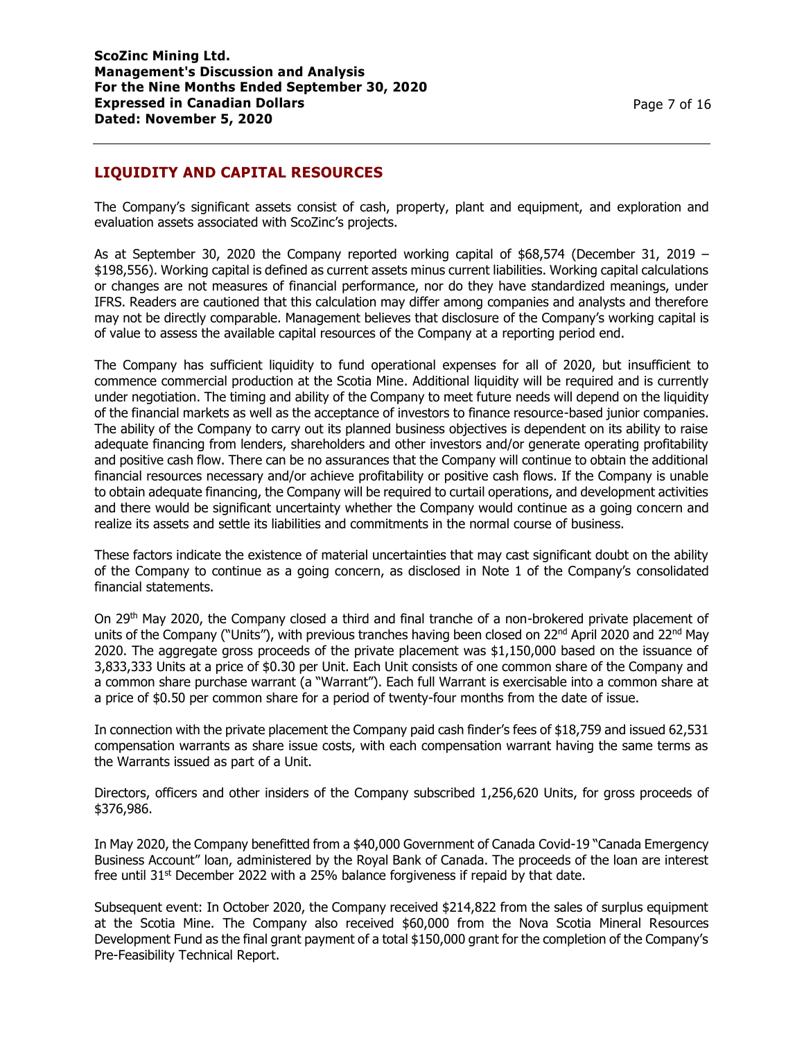## LIQUIDITY AND CAPITAL RESOURCES

The Company's significant assets consist of cash, property, plant and equipment, and exploration and evaluation assets associated with ScoZinc's projects.

As at September 30, 2020 the Company reported working capital of $68,574 (December 31, 2019 – $198,556). Working capital is defined as current assets minus current liabilities. Working capital calculations or changes are not measures of financial performance, nor do they have standardized meanings, under IFRS. Readers are cautioned that this calculation may differ among companies and analysts and therefore may not be directly comparable. Management believes that disclosure of the Company's working capital is of value to assess the available capital resources of the Company at a reporting period end.

The Company has sufficient liquidity to fund operational expenses for all of 2020, but insufficient to commence commercial production at the Scotia Mine. Additional liquidity will be required and is currently under negotiation. The timing and ability of the Company to meet future needs will depend on the liquidity of the financial markets as well as the acceptance of investors to finance resource-based junior companies. The ability of the Company to carry out its planned business objectives is dependent on its ability to raise adequate financing from lenders, shareholders and other investors and/or generate operating profitability and positive cash flow. There can be no assurances that the Company will continue to obtain the additional financial resources necessary and/or achieve profitability or positive cash flows. If the Company is unable to obtain adequate financing, the Company will be required to curtail operations, and development activities and there would be significant uncertainty whether the Company would continue as a going concern and realize its assets and settle its liabilities and commitments in the normal course of business.

These factors indicate the existence of material uncertainties that may cast significant doubt on the ability of the Company to continue as a going concern, as disclosed in Note 1 of the Company's consolidated financial statements.

On 29th May 2020, the Company closed a third and final tranche of a non-brokered private placement of units of the Company ("Units"), with previous tranches having been closed on 22nd April 2020 and 22nd May 2020. The aggregate gross proceeds of the private placement was $1,150,000 based on the issuance of 3,833,333 Units at a price of $0.30 per Unit. Each Unit consists of one common share of the Company and a common share purchase warrant (a "Warrant"). Each full Warrant is exercisable into a common share at a price of $0.50 per common share for a period of twenty-four months from the date of issue.

In connection with the private placement the Company paid cash finder's fees of $18,759 and issued 62,531 compensation warrants as share issue costs, with each compensation warrant having the same terms as the Warrants issued as part of a Unit.

Directors, officers and other insiders of the Company subscribed 1,256,620 Units, for gross proceeds of $376,986.

In May 2020, the Company benefitted from a $40,000 Government of Canada Covid-19 "Canada Emergency Business Account" loan, administered by the Royal Bank of Canada. The proceeds of the loan are interest free until 31st December 2022 with a 25% balance forgiveness if repaid by that date.

Subsequent event: In October 2020, the Company received $214,822 from the sales of surplus equipment at the Scotia Mine. The Company also received $60,000 from the Nova Scotia Mineral Resources Development Fund as the final grant payment of a total $150,000 grant for the completion of the Company's Pre-Feasibility Technical Report.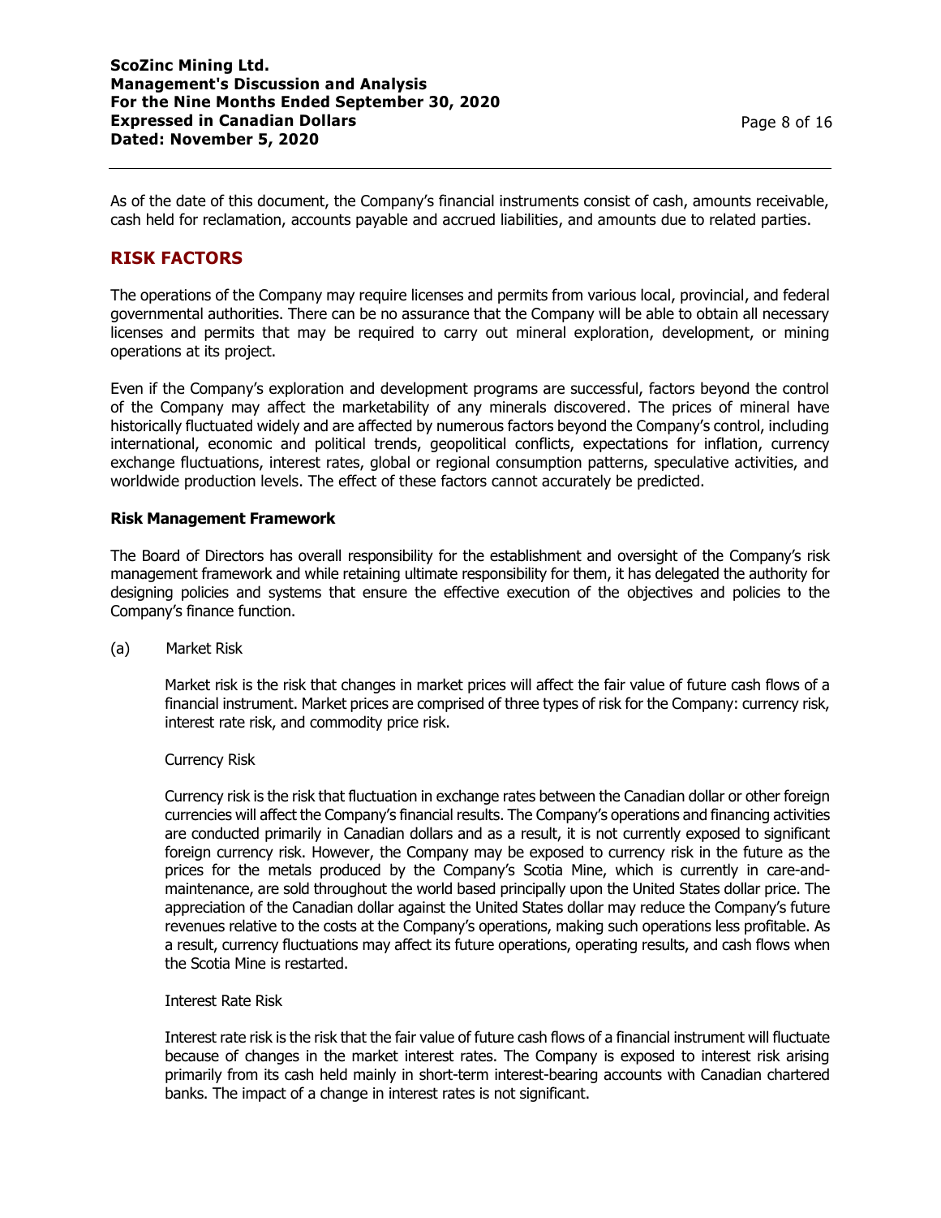As of the date of this document, the Company's financial instruments consist of cash, amounts receivable, cash held for reclamation, accounts payable and accrued liabilities, and amounts due to related parties.

## RISK FACTORS

The operations of the Company may require licenses and permits from various local, provincial, and federal governmental authorities. There can be no assurance that the Company will be able to obtain all necessary licenses and permits that may be required to carry out mineral exploration, development, or mining operations at its project.

Even if the Company's exploration and development programs are successful, factors beyond the control of the Company may affect the marketability of any minerals discovered. The prices of mineral have historically fluctuated widely and are affected by numerous factors beyond the Company's control, including international, economic and political trends, geopolitical conflicts, expectations for inflation, currency exchange fluctuations, interest rates, global or regional consumption patterns, speculative activities, and worldwide production levels. The effect of these factors cannot accurately be predicted.

**Risk Management Framework**

The Board of Directors has overall responsibility for the establishment and oversight of the Company's risk management framework and while retaining ultimate responsibility for them, it has delegated the authority for designing policies and systems that ensure the effective execution of the objectives and policies to the Company's finance function.

(a) Market Risk

Market risk is the risk that changes in market prices will affect the fair value of future cash flows of a financial instrument. Market prices are comprised of three types of risk for the Company: currency risk, interest rate risk, and commodity price risk.

Currency Risk

Currency risk is the risk that fluctuation in exchange rates between the Canadian dollar or other foreign currencies will affect the Company's financial results. The Company's operations and financing activities are conducted primarily in Canadian dollars and as a result, it is not currently exposed to significant foreign currency risk. However, the Company may be exposed to currency risk in the future as the prices for the metals produced by the Company's Scotia Mine, which is currently in care-and-maintenance, are sold throughout the world based principally upon the United States dollar price. The appreciation of the Canadian dollar against the United States dollar may reduce the Company's future revenues relative to the costs at the Company's operations, making such operations less profitable. As a result, currency fluctuations may affect its future operations, operating results, and cash flows when the Scotia Mine is restarted.

Interest Rate Risk

Interest rate risk is the risk that the fair value of future cash flows of a financial instrument will fluctuate because of changes in the market interest rates. The Company is exposed to interest risk arising primarily from its cash held mainly in short-term interest-bearing accounts with Canadian chartered banks. The impact of a change in interest rates is not significant.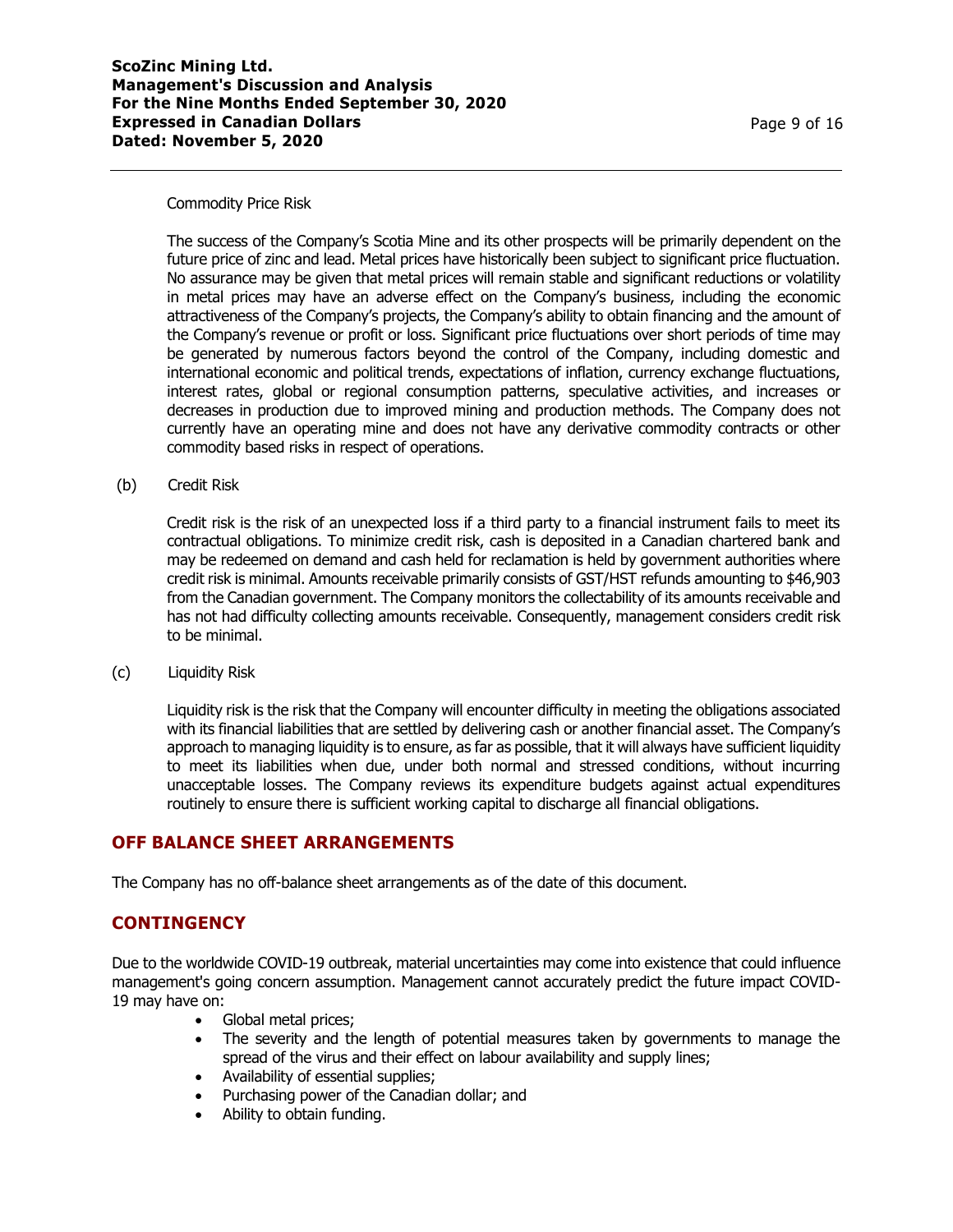Commodity Price Risk

The success of the Company's Scotia Mine and its other prospects will be primarily dependent on the future price of zinc and lead. Metal prices have historically been subject to significant price fluctuation. No assurance may be given that metal prices will remain stable and significant reductions or volatility in metal prices may have an adverse effect on the Company's business, including the economic attractiveness of the Company's projects, the Company's ability to obtain financing and the amount of the Company's revenue or profit or loss. Significant price fluctuations over short periods of time may be generated by numerous factors beyond the control of the Company, including domestic and international economic and political trends, expectations of inflation, currency exchange fluctuations, interest rates, global or regional consumption patterns, speculative activities, and increases or decreases in production due to improved mining and production methods. The Company does not currently have an operating mine and does not have any derivative commodity contracts or other commodity based risks in respect of operations.

(b) Credit Risk

Credit risk is the risk of an unexpected loss if a third party to a financial instrument fails to meet its contractual obligations. To minimize credit risk, cash is deposited in a Canadian chartered bank and may be redeemed on demand and cash held for reclamation is held by government authorities where credit risk is minimal. Amounts receivable primarily consists of GST/HST refunds amounting to $46,903 from the Canadian government. The Company monitors the collectability of its amounts receivable and has not had difficulty collecting amounts receivable. Consequently, management considers credit risk to be minimal.

(c) Liquidity Risk

Liquidity risk is the risk that the Company will encounter difficulty in meeting the obligations associated with its financial liabilities that are settled by delivering cash or another financial asset. The Company's approach to managing liquidity is to ensure, as far as possible, that it will always have sufficient liquidity to meet its liabilities when due, under both normal and stressed conditions, without incurring unacceptable losses. The Company reviews its expenditure budgets against actual expenditures routinely to ensure there is sufficient working capital to discharge all financial obligations.

## OFF BALANCE SHEET ARRANGEMENTS

The Company has no off-balance sheet arrangements as of the date of this document.

## CONTINGENCY

Due to the worldwide COVID-19 outbreak, material uncertainties may come into existence that could influence management's going concern assumption. Management cannot accurately predict the future impact COVID-19 may have on:

- Global metal prices;
- The severity and the length of potential measures taken by governments to manage the spread of the virus and their effect on labour availability and supply lines;
- Availability of essential supplies;
- Purchasing power of the Canadian dollar; and
- Ability to obtain funding.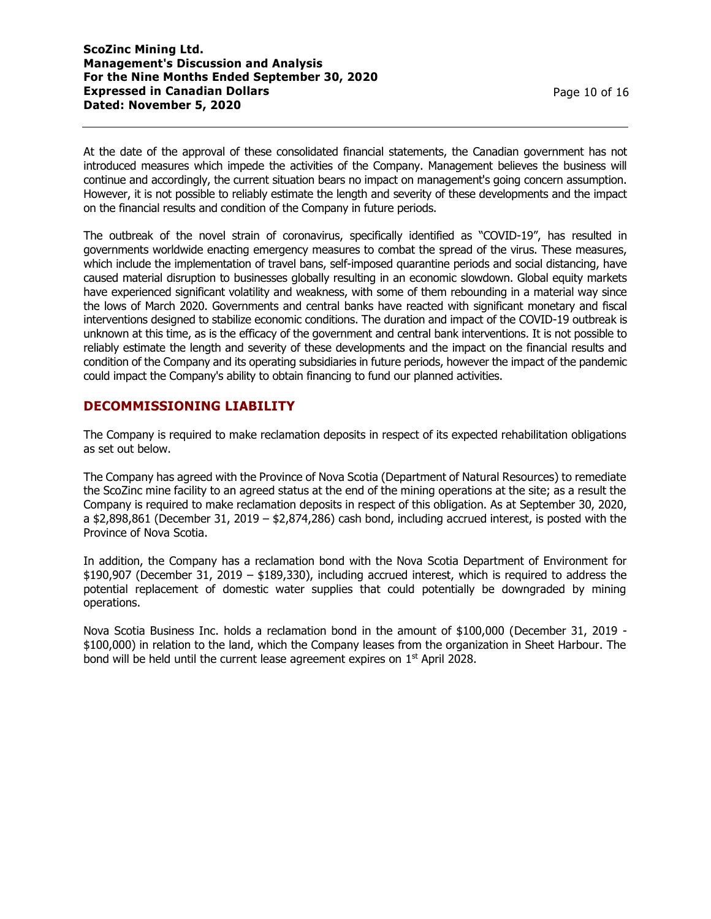At the date of the approval of these consolidated financial statements, the Canadian government has not introduced measures which impede the activities of the Company. Management believes the business will continue and accordingly, the current situation bears no impact on management's going concern assumption. However, it is not possible to reliably estimate the length and severity of these developments and the impact on the financial results and condition of the Company in future periods.

The outbreak of the novel strain of coronavirus, specifically identified as "COVID-19", has resulted in governments worldwide enacting emergency measures to combat the spread of the virus. These measures, which include the implementation of travel bans, self-imposed quarantine periods and social distancing, have caused material disruption to businesses globally resulting in an economic slowdown. Global equity markets have experienced significant volatility and weakness, with some of them rebounding in a material way since the lows of March 2020. Governments and central banks have reacted with significant monetary and fiscal interventions designed to stabilize economic conditions. The duration and impact of the COVID-19 outbreak is unknown at this time, as is the efficacy of the government and central bank interventions. It is not possible to reliably estimate the length and severity of these developments and the impact on the financial results and condition of the Company and its operating subsidiaries in future periods, however the impact of the pandemic could impact the Company's ability to obtain financing to fund our planned activities.

## DECOMMISSIONING LIABILITY

The Company is required to make reclamation deposits in respect of its expected rehabilitation obligations as set out below.

The Company has agreed with the Province of Nova Scotia (Department of Natural Resources) to remediate the ScoZinc mine facility to an agreed status at the end of the mining operations at the site; as a result the Company is required to make reclamation deposits in respect of this obligation. As at September 30, 2020, a $2,898,861 (December 31, 2019 – $2,874,286) cash bond, including accrued interest, is posted with the Province of Nova Scotia.

In addition, the Company has a reclamation bond with the Nova Scotia Department of Environment for $190,907 (December 31, 2019 – $189,330), including accrued interest, which is required to address the potential replacement of domestic water supplies that could potentially be downgraded by mining operations.

Nova Scotia Business Inc. holds a reclamation bond in the amount of $100,000 (December 31, 2019 - $100,000) in relation to the land, which the Company leases from the organization in Sheet Harbour. The bond will be held until the current lease agreement expires on 1st April 2028.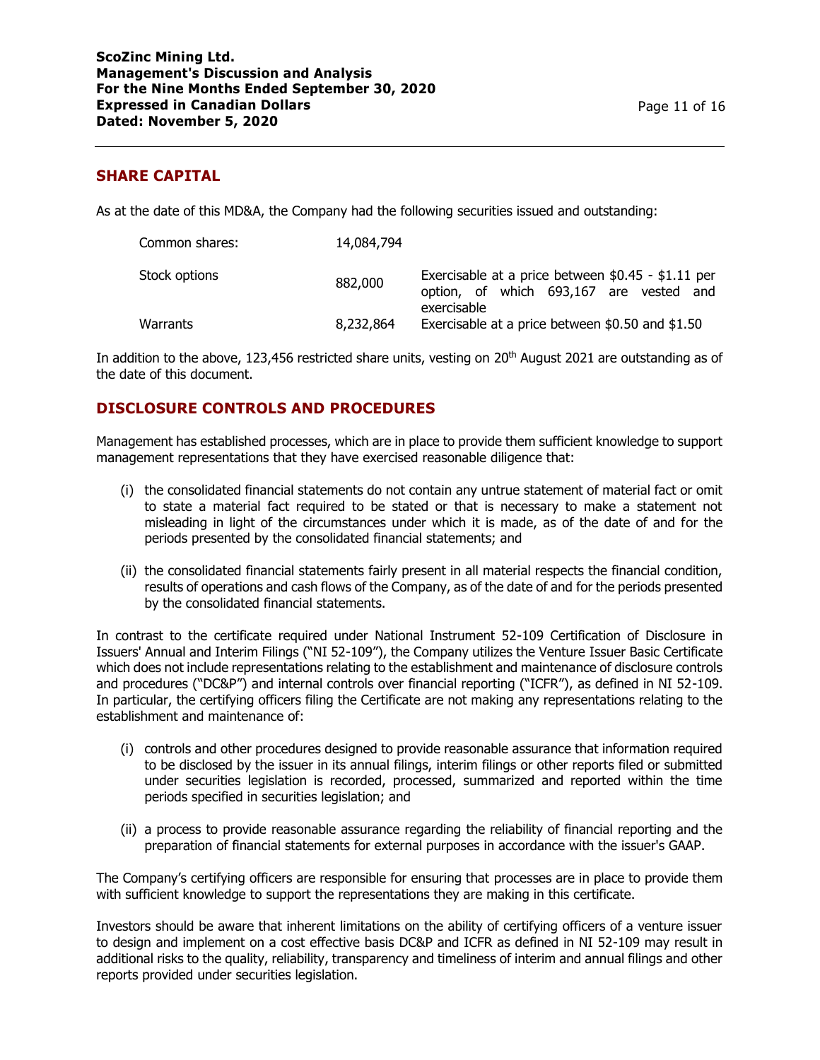## SHARE CAPITAL

As at the date of this MD&A, the Company had the following securities issued and outstanding:

| | | |
|---|---|---|
| Common shares: | 14,084,794 | |
| Stock options | 882,000 | Exercisable at a price between $0.45 - $1.11 per option, of which 693,167 are vested and exercisable |
| Warrants | 8,232,864 | Exercisable at a price between $0.50 and $1.50 |

In addition to the above, 123,456 restricted share units, vesting on 20th August 2021 are outstanding as of the date of this document.

## DISCLOSURE CONTROLS AND PROCEDURES

Management has established processes, which are in place to provide them sufficient knowledge to support management representations that they have exercised reasonable diligence that:

(i) the consolidated financial statements do not contain any untrue statement of material fact or omit to state a material fact required to be stated or that is necessary to make a statement not misleading in light of the circumstances under which it is made, as of the date of and for the periods presented by the consolidated financial statements; and

(ii) the consolidated financial statements fairly present in all material respects the financial condition, results of operations and cash flows of the Company, as of the date of and for the periods presented by the consolidated financial statements.

In contrast to the certificate required under National Instrument 52-109 Certification of Disclosure in Issuers' Annual and Interim Filings ("NI 52-109"), the Company utilizes the Venture Issuer Basic Certificate which does not include representations relating to the establishment and maintenance of disclosure controls and procedures ("DC&P") and internal controls over financial reporting ("ICFR"), as defined in NI 52-109. In particular, the certifying officers filing the Certificate are not making any representations relating to the establishment and maintenance of:

(i) controls and other procedures designed to provide reasonable assurance that information required to be disclosed by the issuer in its annual filings, interim filings or other reports filed or submitted under securities legislation is recorded, processed, summarized and reported within the time periods specified in securities legislation; and

(ii) a process to provide reasonable assurance regarding the reliability of financial reporting and the preparation of financial statements for external purposes in accordance with the issuer's GAAP.

The Company's certifying officers are responsible for ensuring that processes are in place to provide them with sufficient knowledge to support the representations they are making in this certificate.

Investors should be aware that inherent limitations on the ability of certifying officers of a venture issuer to design and implement on a cost effective basis DC&P and ICFR as defined in NI 52-109 may result in additional risks to the quality, reliability, transparency and timeliness of interim and annual filings and other reports provided under securities legislation.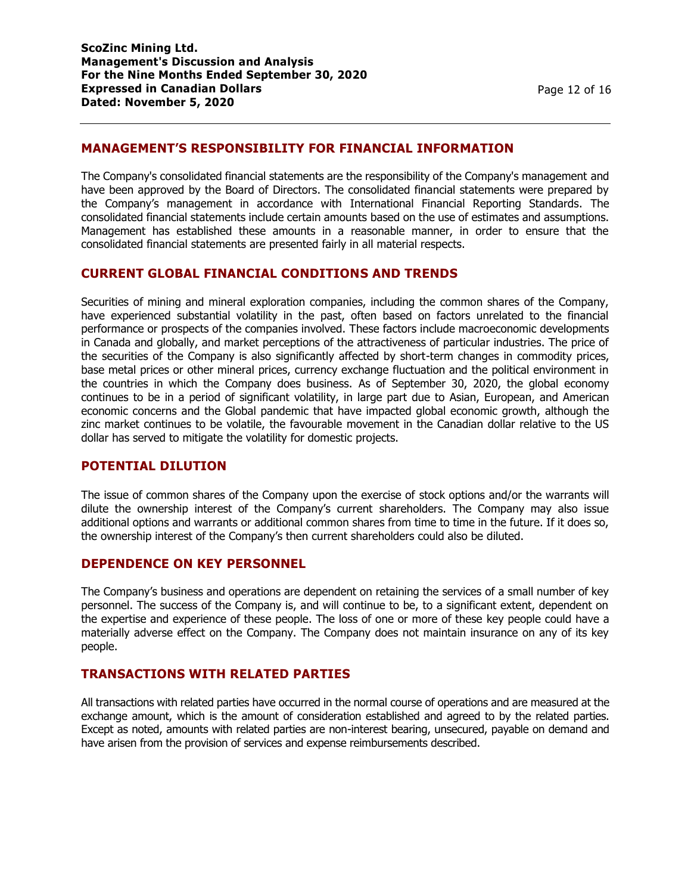## MANAGEMENT'S RESPONSIBILITY FOR FINANCIAL INFORMATION

The Company's consolidated financial statements are the responsibility of the Company's management and have been approved by the Board of Directors. The consolidated financial statements were prepared by the Company's management in accordance with International Financial Reporting Standards. The consolidated financial statements include certain amounts based on the use of estimates and assumptions. Management has established these amounts in a reasonable manner, in order to ensure that the consolidated financial statements are presented fairly in all material respects.

## CURRENT GLOBAL FINANCIAL CONDITIONS AND TRENDS

Securities of mining and mineral exploration companies, including the common shares of the Company, have experienced substantial volatility in the past, often based on factors unrelated to the financial performance or prospects of the companies involved. These factors include macroeconomic developments in Canada and globally, and market perceptions of the attractiveness of particular industries. The price of the securities of the Company is also significantly affected by short-term changes in commodity prices, base metal prices or other mineral prices, currency exchange fluctuation and the political environment in the countries in which the Company does business. As of September 30, 2020, the global economy continues to be in a period of significant volatility, in large part due to Asian, European, and American economic concerns and the Global pandemic that have impacted global economic growth, although the zinc market continues to be volatile, the favourable movement in the Canadian dollar relative to the US dollar has served to mitigate the volatility for domestic projects.

## POTENTIAL DILUTION

The issue of common shares of the Company upon the exercise of stock options and/or the warrants will dilute the ownership interest of the Company's current shareholders. The Company may also issue additional options and warrants or additional common shares from time to time in the future. If it does so, the ownership interest of the Company's then current shareholders could also be diluted.

## DEPENDENCE ON KEY PERSONNEL

The Company's business and operations are dependent on retaining the services of a small number of key personnel. The success of the Company is, and will continue to be, to a significant extent, dependent on the expertise and experience of these people. The loss of one or more of these key people could have a materially adverse effect on the Company. The Company does not maintain insurance on any of its key people.

## TRANSACTIONS WITH RELATED PARTIES

All transactions with related parties have occurred in the normal course of operations and are measured at the exchange amount, which is the amount of consideration established and agreed to by the related parties. Except as noted, amounts with related parties are non-interest bearing, unsecured, payable on demand and have arisen from the provision of services and expense reimbursements described.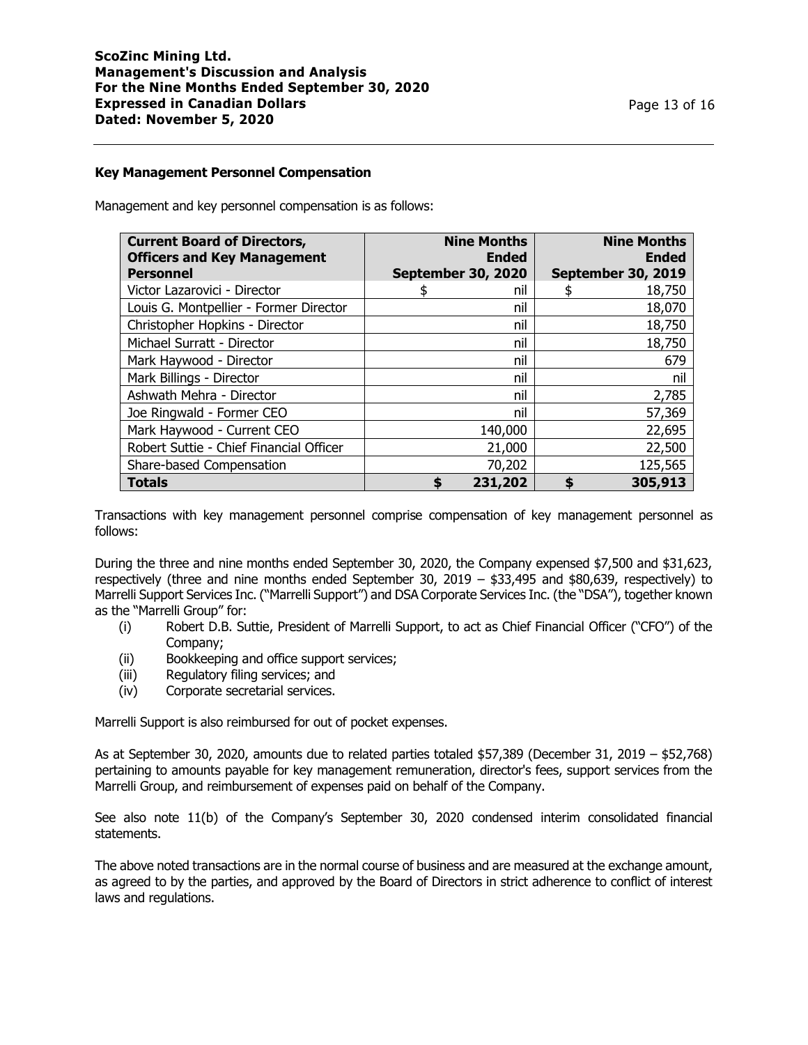### Key Management Personnel Compensation

Management and key personnel compensation is as follows:

| Current Board of Directors, Officers and Key Management Personnel | Nine Months Ended September 30, 2020 | Nine Months Ended September 30, 2019 |
|---|---|---|
| Victor Lazarovici - Director | $ nil | $ 18,750 |
| Louis G. Montpellier - Former Director | nil | 18,070 |
| Christopher Hopkins - Director | nil | 18,750 |
| Michael Surratt - Director | nil | 18,750 |
| Mark Haywood - Director | nil | 679 |
| Mark Billings - Director | nil | nil |
| Ashwath Mehra - Director | nil | 2,785 |
| Joe Ringwald - Former CEO | nil | 57,369 |
| Mark Haywood - Current CEO | 140,000 | 22,695 |
| Robert Suttie - Chief Financial Officer | 21,000 | 22,500 |
| Share-based Compensation | 70,202 | 125,565 |
| **Totals** | **$ 231,202** | **$ 305,913** |

Transactions with key management personnel comprise compensation of key management personnel as follows:

During the three and nine months ended September 30, 2020, the Company expensed $7,500 and $31,623, respectively (three and nine months ended September 30, 2019 – $33,495 and $80,639, respectively) to Marrelli Support Services Inc. ("Marrelli Support") and DSA Corporate Services Inc. (the "DSA"), together known as the "Marrelli Group" for:

(i) Robert D.B. Suttie, President of Marrelli Support, to act as Chief Financial Officer ("CFO") of the Company;
(ii) Bookkeeping and office support services;
(iii) Regulatory filing services; and
(iv) Corporate secretarial services.

Marrelli Support is also reimbursed for out of pocket expenses.

As at September 30, 2020, amounts due to related parties totaled $57,389 (December 31, 2019 – $52,768) pertaining to amounts payable for key management remuneration, director's fees, support services from the Marrelli Group, and reimbursement of expenses paid on behalf of the Company.

See also note 11(b) of the Company's September 30, 2020 condensed interim consolidated financial statements.

The above noted transactions are in the normal course of business and are measured at the exchange amount, as agreed to by the parties, and approved by the Board of Directors in strict adherence to conflict of interest laws and regulations.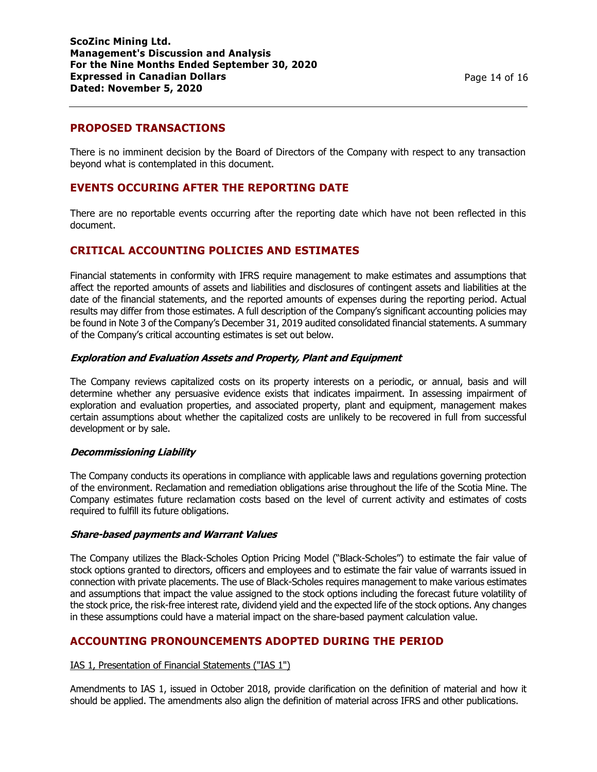## PROPOSED TRANSACTIONS

There is no imminent decision by the Board of Directors of the Company with respect to any transaction beyond what is contemplated in this document.

## EVENTS OCCURING AFTER THE REPORTING DATE

There are no reportable events occurring after the reporting date which have not been reflected in this document.

## CRITICAL ACCOUNTING POLICIES AND ESTIMATES

Financial statements in conformity with IFRS require management to make estimates and assumptions that affect the reported amounts of assets and liabilities and disclosures of contingent assets and liabilities at the date of the financial statements, and the reported amounts of expenses during the reporting period. Actual results may differ from those estimates. A full description of the Company's significant accounting policies may be found in Note 3 of the Company's December 31, 2019 audited consolidated financial statements. A summary of the Company's critical accounting estimates is set out below.

### *Exploration and Evaluation Assets and Property, Plant and Equipment*

The Company reviews capitalized costs on its property interests on a periodic, or annual, basis and will determine whether any persuasive evidence exists that indicates impairment. In assessing impairment of exploration and evaluation properties, and associated property, plant and equipment, management makes certain assumptions about whether the capitalized costs are unlikely to be recovered in full from successful development or by sale.

### *Decommissioning Liability*

The Company conducts its operations in compliance with applicable laws and regulations governing protection of the environment. Reclamation and remediation obligations arise throughout the life of the Scotia Mine. The Company estimates future reclamation costs based on the level of current activity and estimates of costs required to fulfill its future obligations.

### *Share-based payments and Warrant Values*

The Company utilizes the Black-Scholes Option Pricing Model ("Black-Scholes") to estimate the fair value of stock options granted to directors, officers and employees and to estimate the fair value of warrants issued in connection with private placements. The use of Black-Scholes requires management to make various estimates and assumptions that impact the value assigned to the stock options including the forecast future volatility of the stock price, the risk-free interest rate, dividend yield and the expected life of the stock options. Any changes in these assumptions could have a material impact on the share-based payment calculation value.

## ACCOUNTING PRONOUNCEMENTS ADOPTED DURING THE PERIOD

IAS 1, Presentation of Financial Statements ("IAS 1")

Amendments to IAS 1, issued in October 2018, provide clarification on the definition of material and how it should be applied. The amendments also align the definition of material across IFRS and other publications.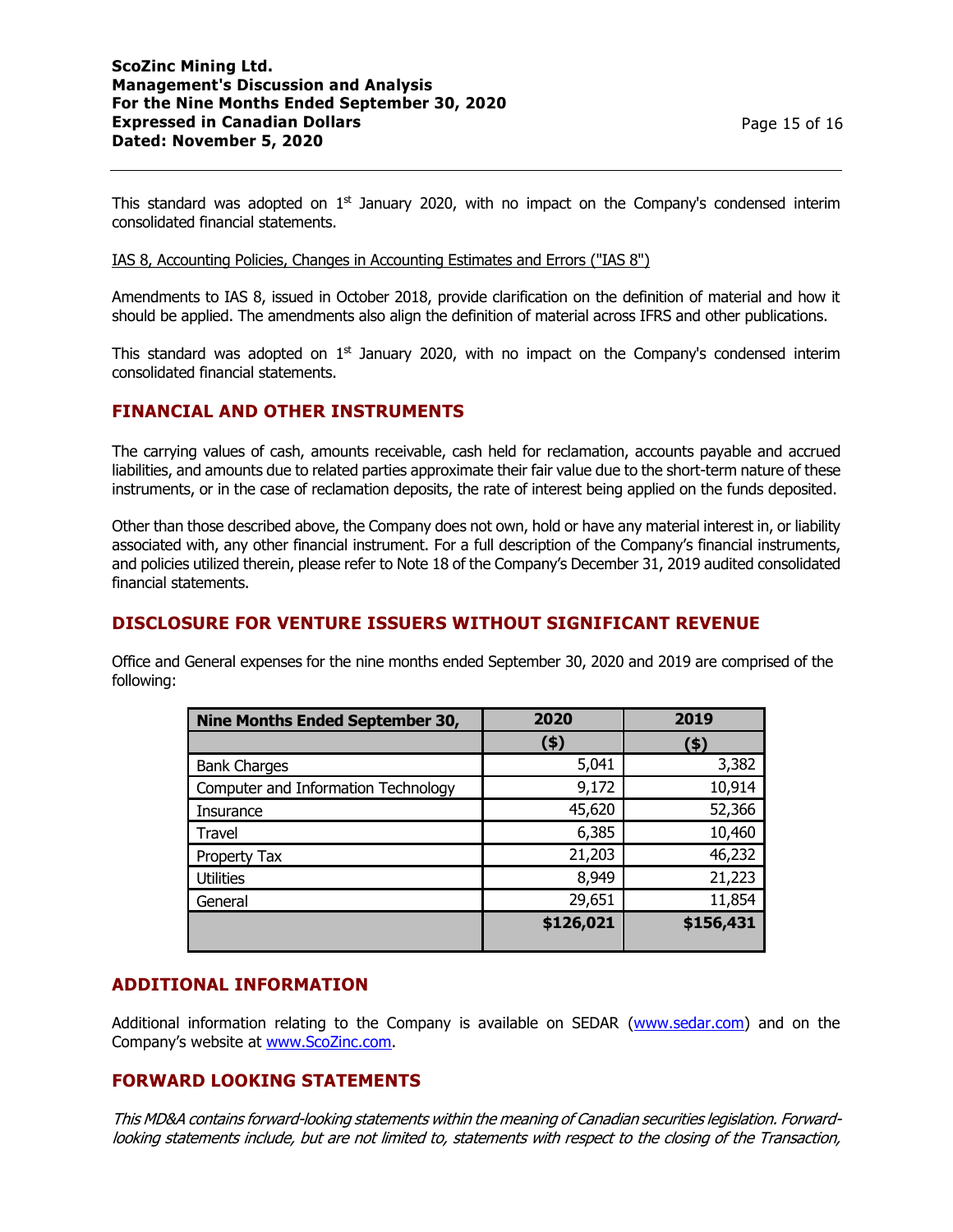This standard was adopted on 1st January 2020, with no impact on the Company's condensed interim consolidated financial statements.

IAS 8, Accounting Policies, Changes in Accounting Estimates and Errors ("IAS 8")

Amendments to IAS 8, issued in October 2018, provide clarification on the definition of material and how it should be applied. The amendments also align the definition of material across IFRS and other publications.

This standard was adopted on 1st January 2020, with no impact on the Company's condensed interim consolidated financial statements.

## FINANCIAL AND OTHER INSTRUMENTS

The carrying values of cash, amounts receivable, cash held for reclamation, accounts payable and accrued liabilities, and amounts due to related parties approximate their fair value due to the short-term nature of these instruments, or in the case of reclamation deposits, the rate of interest being applied on the funds deposited.

Other than those described above, the Company does not own, hold or have any material interest in, or liability associated with, any other financial instrument. For a full description of the Company's financial instruments, and policies utilized therein, please refer to Note 18 of the Company's December 31, 2019 audited consolidated financial statements.

## DISCLOSURE FOR VENTURE ISSUERS WITHOUT SIGNIFICANT REVENUE

Office and General expenses for the nine months ended September 30, 2020 and 2019 are comprised of the following:

| Nine Months Ended September 30, | 2020 | 2019 |
|---|---|---|
| | ($) | ($) |
| Bank Charges | 5,041 | 3,382 |
| Computer and Information Technology | 9,172 | 10,914 |
| Insurance | 45,620 | 52,366 |
| Travel | 6,385 | 10,460 |
| Property Tax | 21,203 | 46,232 |
| Utilities | 8,949 | 21,223 |
| General | 29,651 | 11,854 |
| | **$126,021** | **$156,431** |

## ADDITIONAL INFORMATION

Additional information relating to the Company is available on SEDAR (www.sedar.com) and on the Company's website at www.ScoZinc.com.

## FORWARD LOOKING STATEMENTS

*This MD&A contains forward-looking statements within the meaning of Canadian securities legislation. Forward-looking statements include, but are not limited to, statements with respect to the closing of the Transaction,*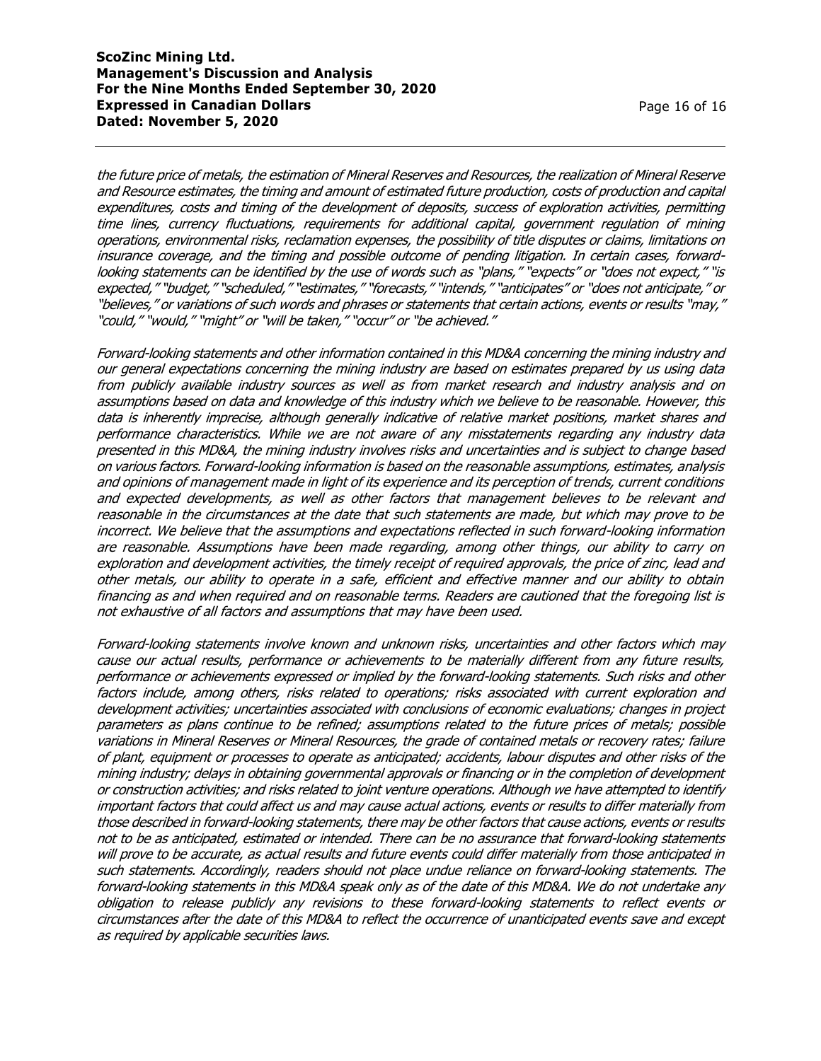*the future price of metals, the estimation of Mineral Reserves and Resources, the realization of Mineral Reserve and Resource estimates, the timing and amount of estimated future production, costs of production and capital expenditures, costs and timing of the development of deposits, success of exploration activities, permitting time lines, currency fluctuations, requirements for additional capital, government regulation of mining operations, environmental risks, reclamation expenses, the possibility of title disputes or claims, limitations on insurance coverage, and the timing and possible outcome of pending litigation. In certain cases, forward-looking statements can be identified by the use of words such as "plans," "expects" or "does not expect," "is expected," "budget," "scheduled," "estimates," "forecasts," "intends," "anticipates" or "does not anticipate," or "believes," or variations of such words and phrases or statements that certain actions, events or results "may," "could," "would," "might" or "will be taken," "occur" or "be achieved."*

*Forward-looking statements and other information contained in this MD&A concerning the mining industry and our general expectations concerning the mining industry are based on estimates prepared by us using data from publicly available industry sources as well as from market research and industry analysis and on assumptions based on data and knowledge of this industry which we believe to be reasonable. However, this data is inherently imprecise, although generally indicative of relative market positions, market shares and performance characteristics. While we are not aware of any misstatements regarding any industry data presented in this MD&A, the mining industry involves risks and uncertainties and is subject to change based on various factors. Forward-looking information is based on the reasonable assumptions, estimates, analysis and opinions of management made in light of its experience and its perception of trends, current conditions and expected developments, as well as other factors that management believes to be relevant and reasonable in the circumstances at the date that such statements are made, but which may prove to be incorrect. We believe that the assumptions and expectations reflected in such forward-looking information are reasonable. Assumptions have been made regarding, among other things, our ability to carry on exploration and development activities, the timely receipt of required approvals, the price of zinc, lead and other metals, our ability to operate in a safe, efficient and effective manner and our ability to obtain financing as and when required and on reasonable terms. Readers are cautioned that the foregoing list is not exhaustive of all factors and assumptions that may have been used.*

*Forward-looking statements involve known and unknown risks, uncertainties and other factors which may cause our actual results, performance or achievements to be materially different from any future results, performance or achievements expressed or implied by the forward-looking statements. Such risks and other factors include, among others, risks related to operations; risks associated with current exploration and development activities; uncertainties associated with conclusions of economic evaluations; changes in project parameters as plans continue to be refined; assumptions related to the future prices of metals; possible variations in Mineral Reserves or Mineral Resources, the grade of contained metals or recovery rates; failure of plant, equipment or processes to operate as anticipated; accidents, labour disputes and other risks of the mining industry; delays in obtaining governmental approvals or financing or in the completion of development or construction activities; and risks related to joint venture operations. Although we have attempted to identify important factors that could affect us and may cause actual actions, events or results to differ materially from those described in forward-looking statements, there may be other factors that cause actions, events or results not to be as anticipated, estimated or intended. There can be no assurance that forward-looking statements will prove to be accurate, as actual results and future events could differ materially from those anticipated in such statements. Accordingly, readers should not place undue reliance on forward-looking statements. The forward-looking statements in this MD&A speak only as of the date of this MD&A. We do not undertake any obligation to release publicly any revisions to these forward-looking statements to reflect events or circumstances after the date of this MD&A to reflect the occurrence of unanticipated events save and except as required by applicable securities laws.*